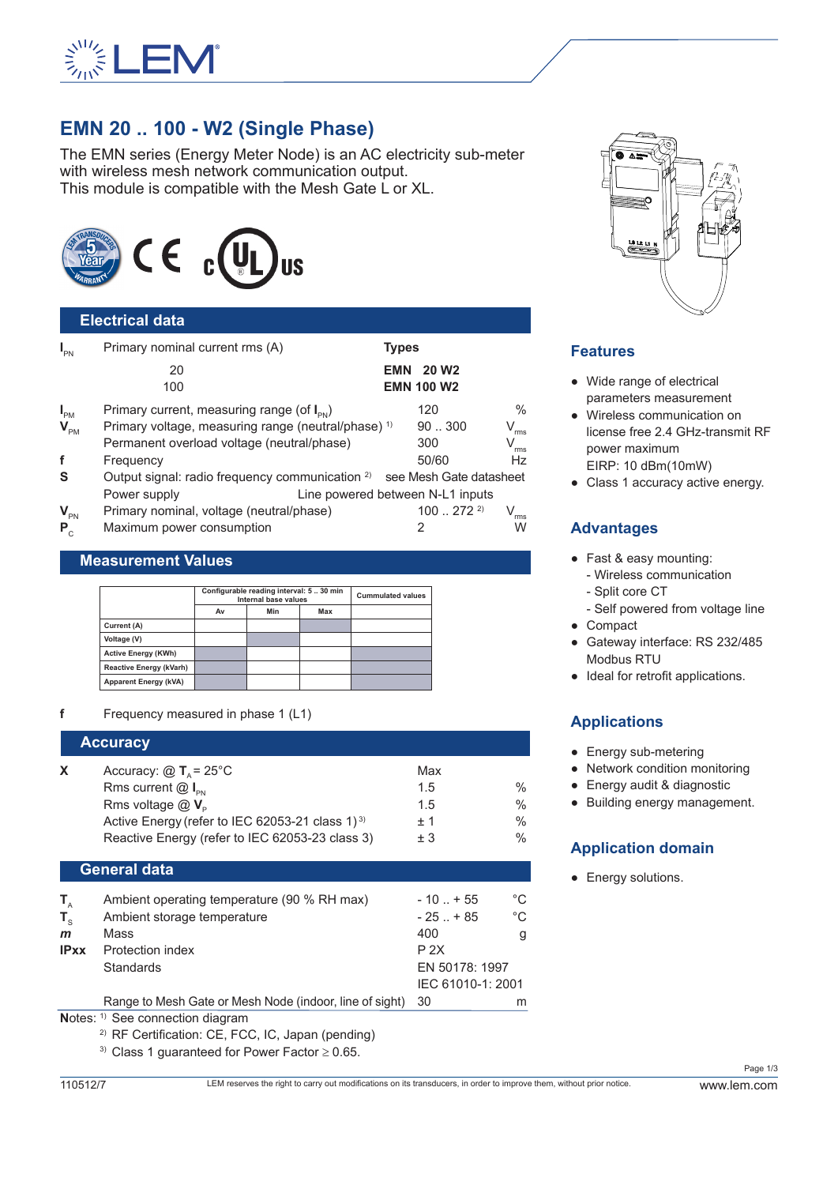# EMN 20 .. 100 - W2 (Single Phase)

The EMN series (Energy Meter Node) is an AC electricity sub-meter with wireless mesh network communication output.
This module is compatible with the Mesh Gate L or XL.

## Electrical data

| | | | |
|---|---|---|---|
| $I_{PN}$ | Primary nominal current rms (A) | **Types** | |
| | 20 | **EMN 20 W2** | |
| | 100 | **EMN 100 W2** | |
| $I_{PM}$ | Primary current, measuring range (of $I_{PN}$) | 120 | % |
| $V_{PM}$ | Primary voltage, measuring range (neutral/phase) [1] | 90 .. 300 | $V_{rms}$ |
| | Permanent overload voltage (neutral/phase) | 300 | $V_{rms}$ |
| f | Frequency | 50/60 | Hz |
| S | Output signal: radio frequency communication [2] | see Mesh Gate datasheet | |
| | Power supply | Line powered between N-L1 inputs | |
| $V_{PN}$ | Primary nominal, voltage (neutral/phase) | 100 .. 272 [2] | $V_{rms}$ |
| $P_C$ | Maximum power consumption | 2 | W |

## Measurement Values

| | Configurable reading interval: 5 .. 30 min Internal base values | | | Cummulated values |
|---|---|---|---|---|
| | Av | Min | Max | |
| Current (A) | | | ■ | |
| Voltage (V) | | ■ | | |
| Active Energy (KWh) | ■ | | | ■ |
| Reactive Energy (kVarh) | ■ | | | ■ |
| Apparent Energy (kVA) | ■ | | | ■ |

**f** Frequency measured in phase 1 (L1)

## Accuracy

| | | | |
|---|---|---|---|
| X | Accuracy: @ $T_A$ = 25°C | Max | |
| | Rms current @ $I_{PN}$ | 1.5 | % |
| | Rms voltage @ $V_P$ | 1.5 | % |
| | Active Energy (refer to IEC 62053-21 class 1) [3] | ± 1 | % |
| | Reactive Energy (refer to IEC 62053-23 class 3) | ± 3 | % |

## General data

| | | | |
|---|---|---|---|
| $T_A$ | Ambient operating temperature (90 % RH max) | - 10 .. + 55 | °C |
| $T_S$ | Ambient storage temperature | - 25 .. + 85 | °C |
| *m* | Mass | 400 | g |
| IPxx | Protection index | P 2X | |
| | Standards | EN 50178: 1997 | |
| | | IEC 61010-1: 2001 | |
| | Range to Mesh Gate or Mesh Node (indoor, line of sight) | 30 | m |

Notes: [1] See connection diagram
[2] RF Certification: CE, FCC, IC, Japan (pending)
[3] Class 1 guaranteed for Power Factor ≥ 0.65.

## Features

- Wide range of electrical parameters measurement
- Wireless communication on license free 2.4 GHz-transmit RF power maximum EIRP: 10 dBm(10mW)
- Class 1 accuracy active energy.

## Advantages

- Fast & easy mounting:
  - Wireless communication
  - Split core CT
  - Self powered from voltage line
- Compact
- Gateway interface: RS 232/485 Modbus RTU
- Ideal for retrofit applications.

## Applications

- Energy sub-metering
- Network condition monitoring
- Energy audit & diagnostic
- Building energy management.

## Application domain

- Energy solutions.

110512/7 LEM reserves the right to carry out modifications on its transducers, in order to improve them, without prior notice. www.lem.com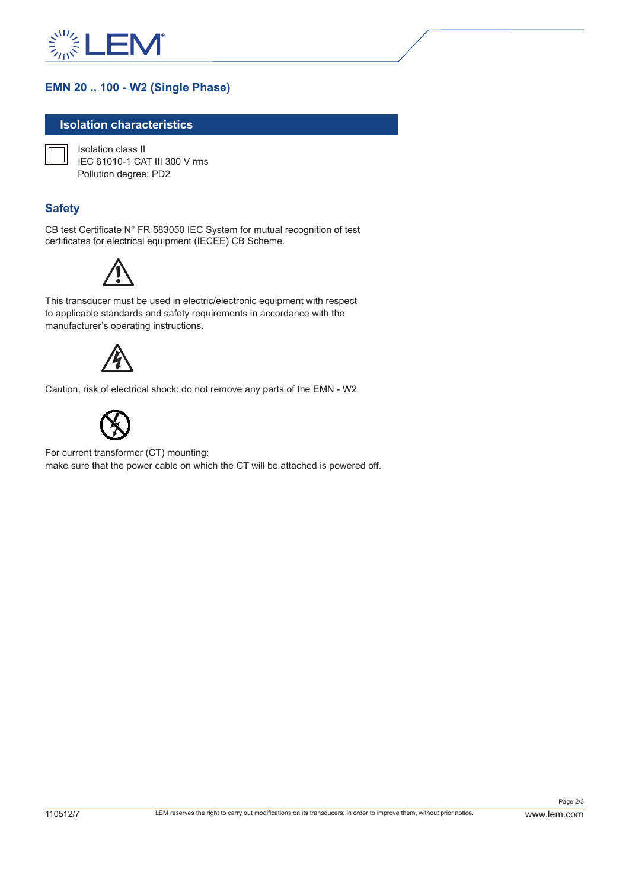## EMN 20 .. 100 - W2 (Single Phase)

### Isolation characteristics

Isolation class II
IEC 61010-1 CAT III 300 V rms
Pollution degree: PD2

### Safety

CB test Certificate N° FR 583050 IEC System for mutual recognition of test certificates for electrical equipment (IECEE) CB Scheme.

This transducer must be used in electric/electronic equipment with respect to applicable standards and safety requirements in accordance with the manufacturer's operating instructions.

Caution, risk of electrical shock: do not remove any parts of the EMN - W2

For current transformer (CT) mounting:
make sure that the power cable on which the CT will be attached is powered off.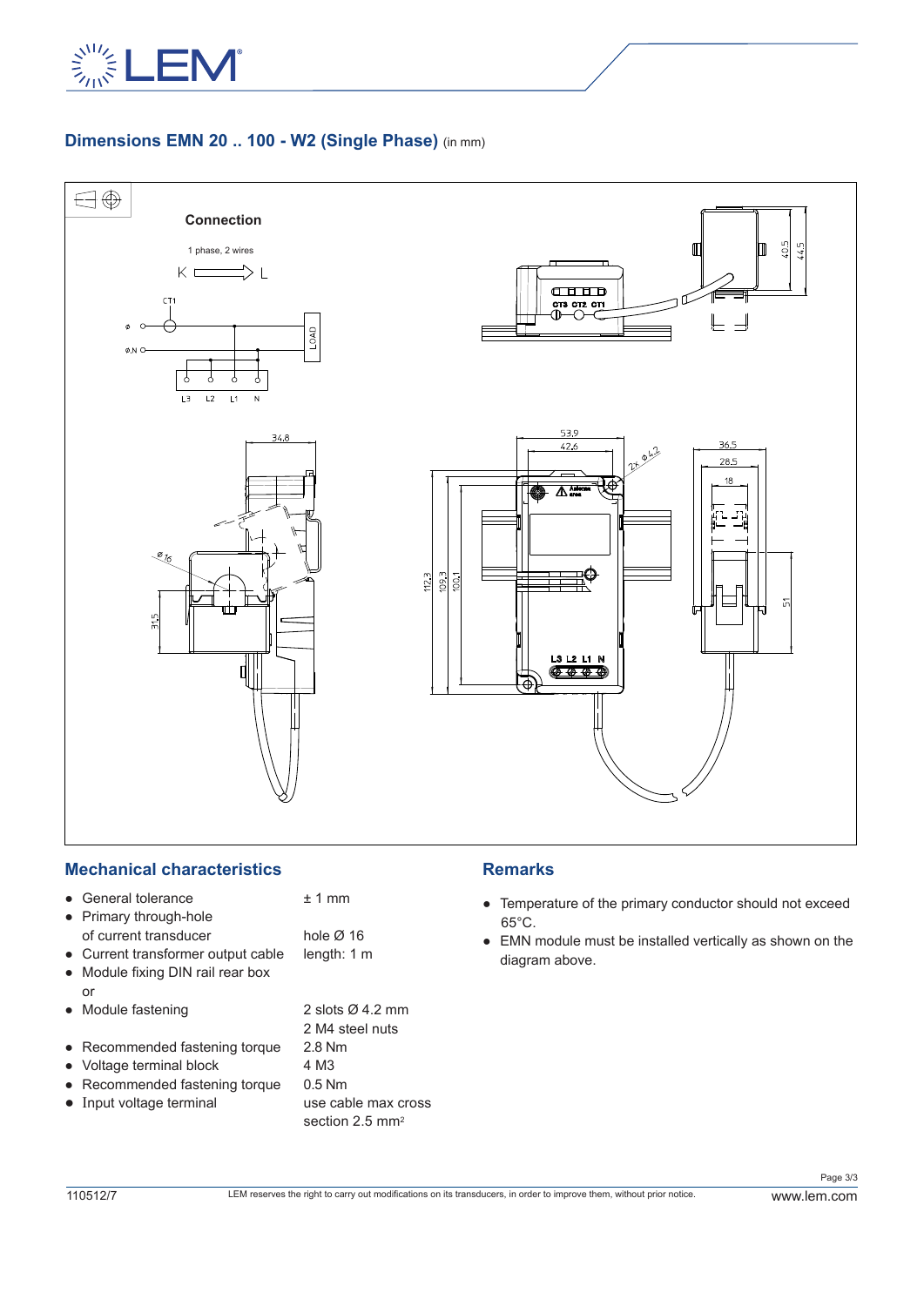## Dimensions EMN 20 .. 100 - W2 (Single Phase) (in mm)

Connection

1 phase, 2 wires

K L

CT1

ø

ø,N

LOAD

L3 L2 L1 N

CT3 CT2 CT1

40.5

44.5

34.8

Ø 16

31.5

53.9

42.6

2x Ø 4.2

112.3

109.3

100.1

L3 L2 L1 N

36.5

28.5

18

51

## Mechanical characteristics

| | |
|---|---|
| • General tolerance | ± 1 mm |
| • Primary through-hole of current transducer | hole Ø 16 |
| • Current transformer output cable | length: 1 m |
| • Module fixing DIN rail rear box or | |
| • Module fastening | 2 slots Ø 4.2 mm<br>2 M4 steel nuts |
| • Recommended fastening torque | 2.8 Nm |
| • Voltage terminal block | 4 M3 |
| • Recommended fastening torque | 0.5 Nm |
| • Input voltage terminal | use cable max cross section 2.5 mm$^2$ |

## Remarks

- Temperature of the primary conductor should not exceed 65°C.
- EMN module must be installed vertically as shown on the diagram above.

110512/7

LEM reserves the right to carry out modifications on its transducers, in order to improve them, without prior notice.

www.lem.com